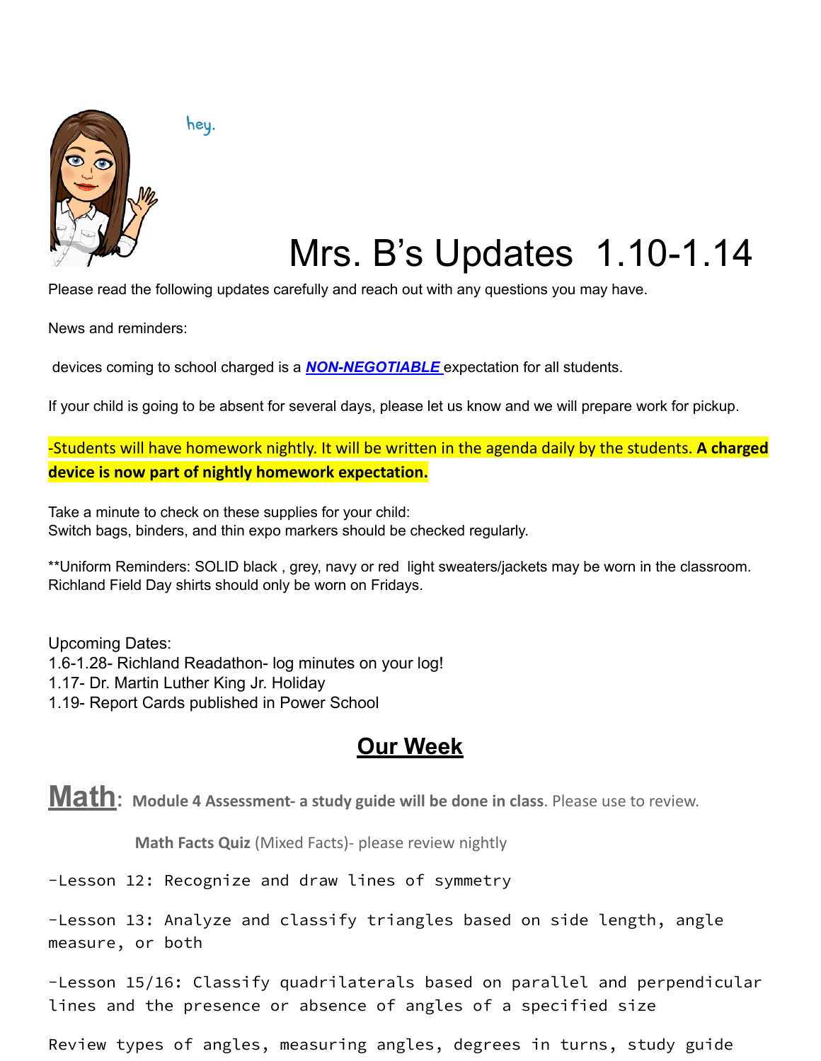hey.

# Mrs. B's Updates 1.10-1.14

Please read the following updates carefully and reach out with any questions you may have.

News and reminders:

devices coming to school charged is a ***NON-NEGOTIABLE*** expectation for all students.

If your child is going to be absent for several days, please let us know and we will prepare work for pickup.

-Students will have homework nightly. It will be written in the agenda daily by the students. **A charged device is now part of nightly homework expectation.**

Take a minute to check on these supplies for your child:
Switch bags, binders, and thin expo markers should be checked regularly.

**Uniform Reminders: SOLID black , grey, navy or red light sweaters/jackets may be worn in the classroom. Richland Field Day shirts should only be worn on Fridays.

Upcoming Dates:
1.6-1.28- Richland Readathon- log minutes on your log!
1.17- Dr. Martin Luther King Jr. Holiday
1.19- Report Cards published in Power School

## Our Week

**Math**: **Module 4 Assessment- a study guide will be done in class**. Please use to review.

**Math Facts Quiz** (Mixed Facts)- please review nightly

-Lesson 12: Recognize and draw lines of symmetry

-Lesson 13: Analyze and classify triangles based on side length, angle measure, or both

-Lesson 15/16: Classify quadrilaterals based on parallel and perpendicular lines and the presence or absence of angles of a specified size

Review types of angles, measuring angles, degrees in turns, study guide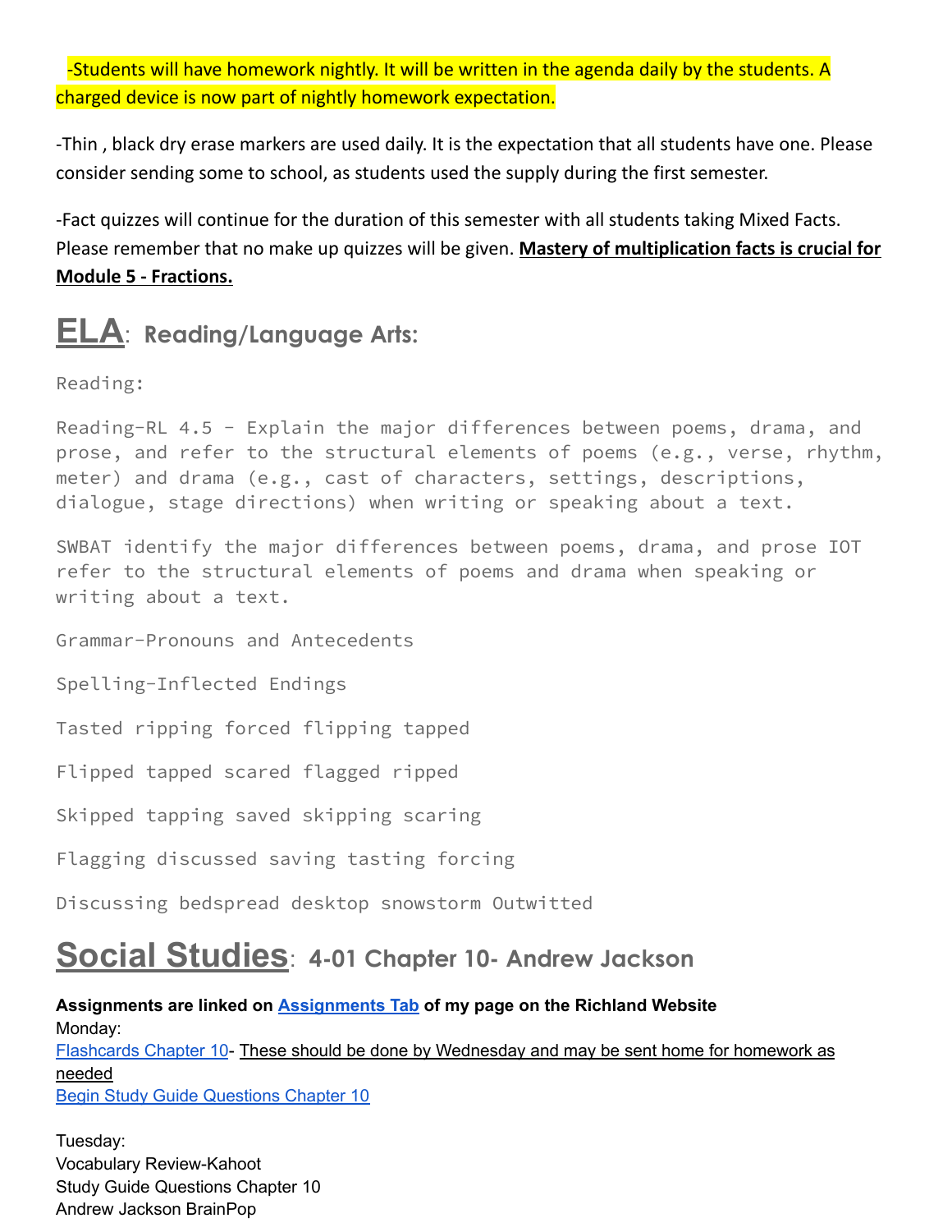-Students will have homework nightly. It will be written in the agenda daily by the students. A charged device is now part of nightly homework expectation.

-Thin , black dry erase markers are used daily. It is the expectation that all students have one. Please consider sending some to school, as students used the supply during the first semester.

-Fact quizzes will continue for the duration of this semester with all students taking Mixed Facts. Please remember that no make up quizzes will be given. **Mastery of multiplication facts is crucial for Module 5 - Fractions.**

## ELA: Reading/Language Arts:

Reading:

Reading-RL 4.5 - Explain the major differences between poems, drama, and prose, and refer to the structural elements of poems (e.g., verse, rhythm, meter) and drama (e.g., cast of characters, settings, descriptions, dialogue, stage directions) when writing or speaking about a text.

SWBAT identify the major differences between poems, drama, and prose IOT refer to the structural elements of poems and drama when speaking or writing about a text.

Grammar-Pronouns and Antecedents

Spelling-Inflected Endings

Tasted ripping forced flipping tapped

Flipped tapped scared flagged ripped

Skipped tapping saved skipping scaring

Flagging discussed saving tasting forcing

Discussing bedspread desktop snowstorm Outwitted

## Social Studies: 4-01 Chapter 10- Andrew Jackson

**Assignments are linked on Assignments Tab of my page on the Richland Website**

Monday:
Flashcards Chapter 10- These should be done by Wednesday and may be sent home for homework as needed
Begin Study Guide Questions Chapter 10

Tuesday:
Vocabulary Review-Kahoot
Study Guide Questions Chapter 10
Andrew Jackson BrainPop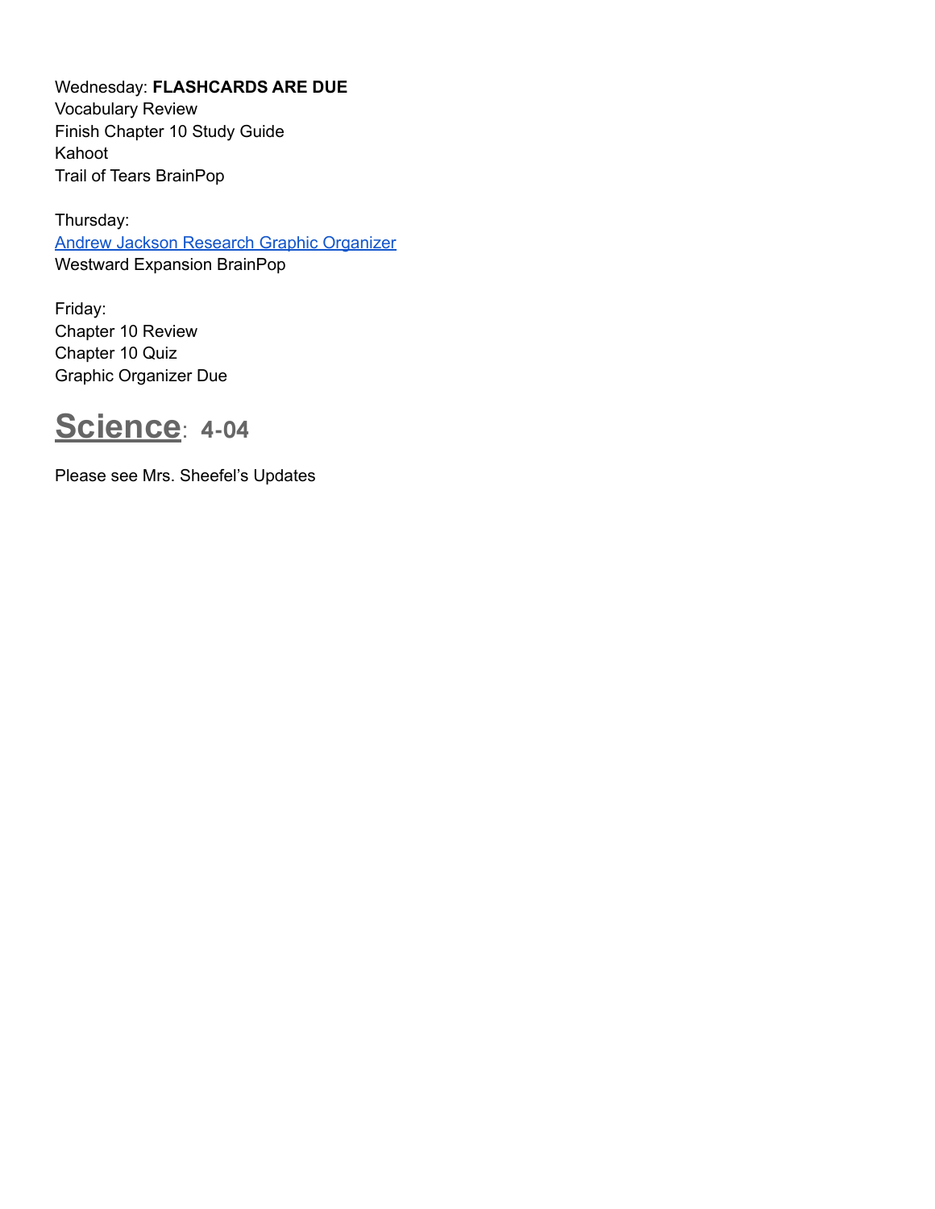Wednesday: **FLASHCARDS ARE DUE**
Vocabulary Review
Finish Chapter 10 Study Guide
Kahoot
Trail of Tears BrainPop

Thursday:
Andrew Jackson Research Graphic Organizer
Westward Expansion BrainPop

Friday:
Chapter 10 Review
Chapter 10 Quiz
Graphic Organizer Due

# Science: 4-04

Please see Mrs. Sheefel's Updates